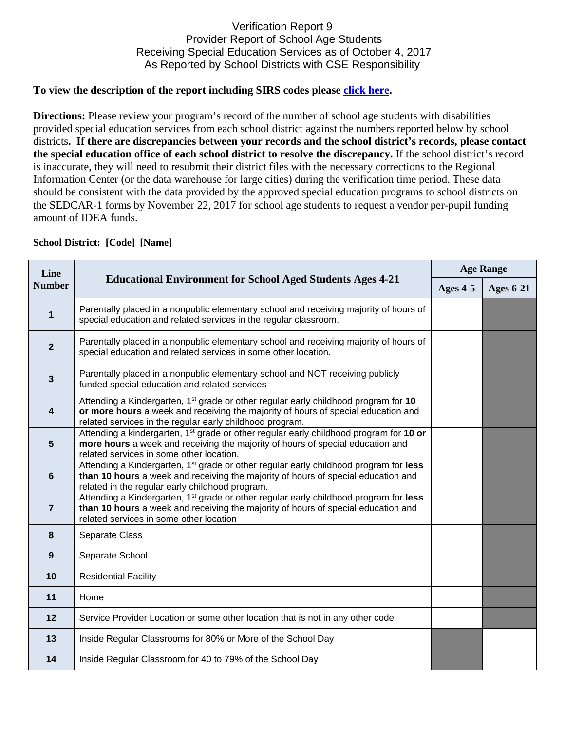# Verification Report 9
## Provider Report of School Age Students Receiving Special Education Services as of October 4, 2017
## As Reported by School Districts with CSE Responsibility

**To view the description of the report including SIRS codes please click here.**

**Directions:** Please review your program's record of the number of school age students with disabilities provided special education services from each school district against the numbers reported below by school districts**. If there are discrepancies between your records and the school district's records, please contact the special education office of each school district to resolve the discrepancy.** If the school district's record is inaccurate, they will need to resubmit their district files with the necessary corrections to the Regional Information Center (or the data warehouse for large cities) during the verification time period. These data should be consistent with the data provided by the approved special education programs to school districts on the SEDCAR-1 forms by November 22, 2017 for school age students to request a vendor per-pupil funding amount of IDEA funds.

**School District: [Code] [Name]**

| Line Number | Educational Environment for School Aged Students Ages 4-21 | Age Range | |
|---|---|---|---|
| | | Ages 4-5 | Ages 6-21 |
| 1 | Parentally placed in a nonpublic elementary school and receiving majority of hours of special education and related services in the regular classroom. | | |
| 2 | Parentally placed in a nonpublic elementary school and receiving majority of hours of special education and related services in some other location. | | |
| 3 | Parentally placed in a nonpublic elementary school and NOT receiving publicly funded special education and related services | | |
| 4 | Attending a Kindergarten, 1st grade or other regular early childhood program for **10 or more hours** a week and receiving the majority of hours of special education and related services in the regular early childhood program. | | |
| 5 | Attending a kindergarten, 1st grade or other regular early childhood program for **10 or more hours** a week and receiving the majority of hours of special education and related services in some other location. | | |
| 6 | Attending a Kindergarten, 1st grade or other regular early childhood program for **less than 10 hours** a week and receiving the majority of hours of special education and related in the regular early childhood program. | | |
| 7 | Attending a Kindergarten, 1st grade or other regular early childhood program for **less than 10 hours** a week and receiving the majority of hours of special education and related services in some other location | | |
| 8 | Separate Class | | |
| 9 | Separate School | | |
| 10 | Residential Facility | | |
| 11 | Home | | |
| 12 | Service Provider Location or some other location that is not in any other code | | |
| 13 | Inside Regular Classrooms for 80% or More of the School Day | | |
| 14 | Inside Regular Classroom for 40 to 79% of the School Day | | |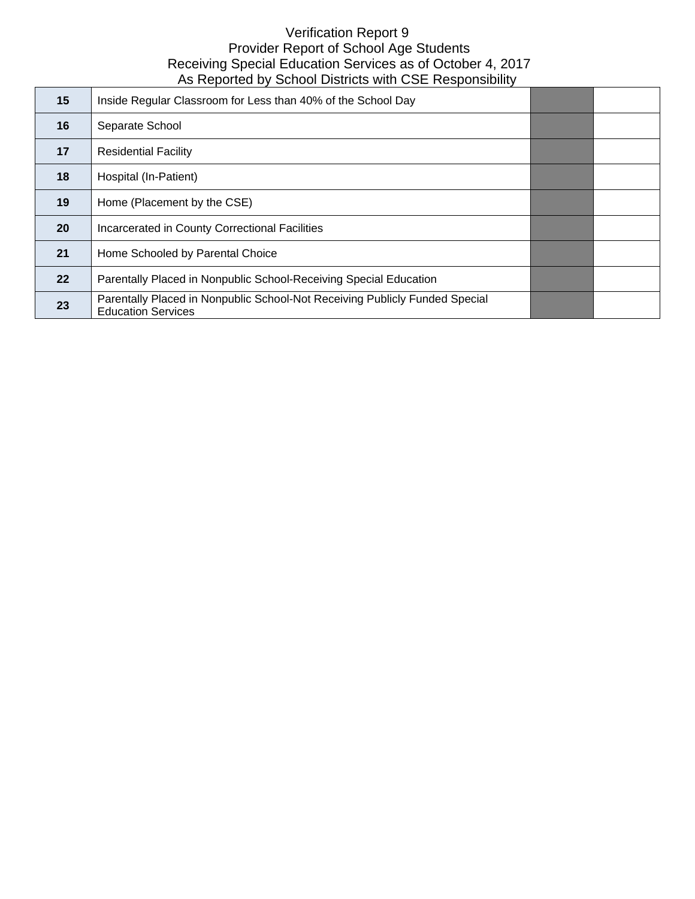Verification Report 9
Provider Report of School Age Students
Receiving Special Education Services as of October 4, 2017
As Reported by School Districts with CSE Responsibility

| | | | |
|---|---|---|---|
| **15** | Inside Regular Classroom for Less than 40% of the School Day | | |
| **16** | Separate School | | |
| **17** | Residential Facility | | |
| **18** | Hospital (In-Patient) | | |
| **19** | Home (Placement by the CSE) | | |
| **20** | Incarcerated in County Correctional Facilities | | |
| **21** | Home Schooled by Parental Choice | | |
| **22** | Parentally Placed in Nonpublic School-Receiving Special Education | | |
| **23** | Parentally Placed in Nonpublic School-Not Receiving Publicly Funded Special Education Services | | |